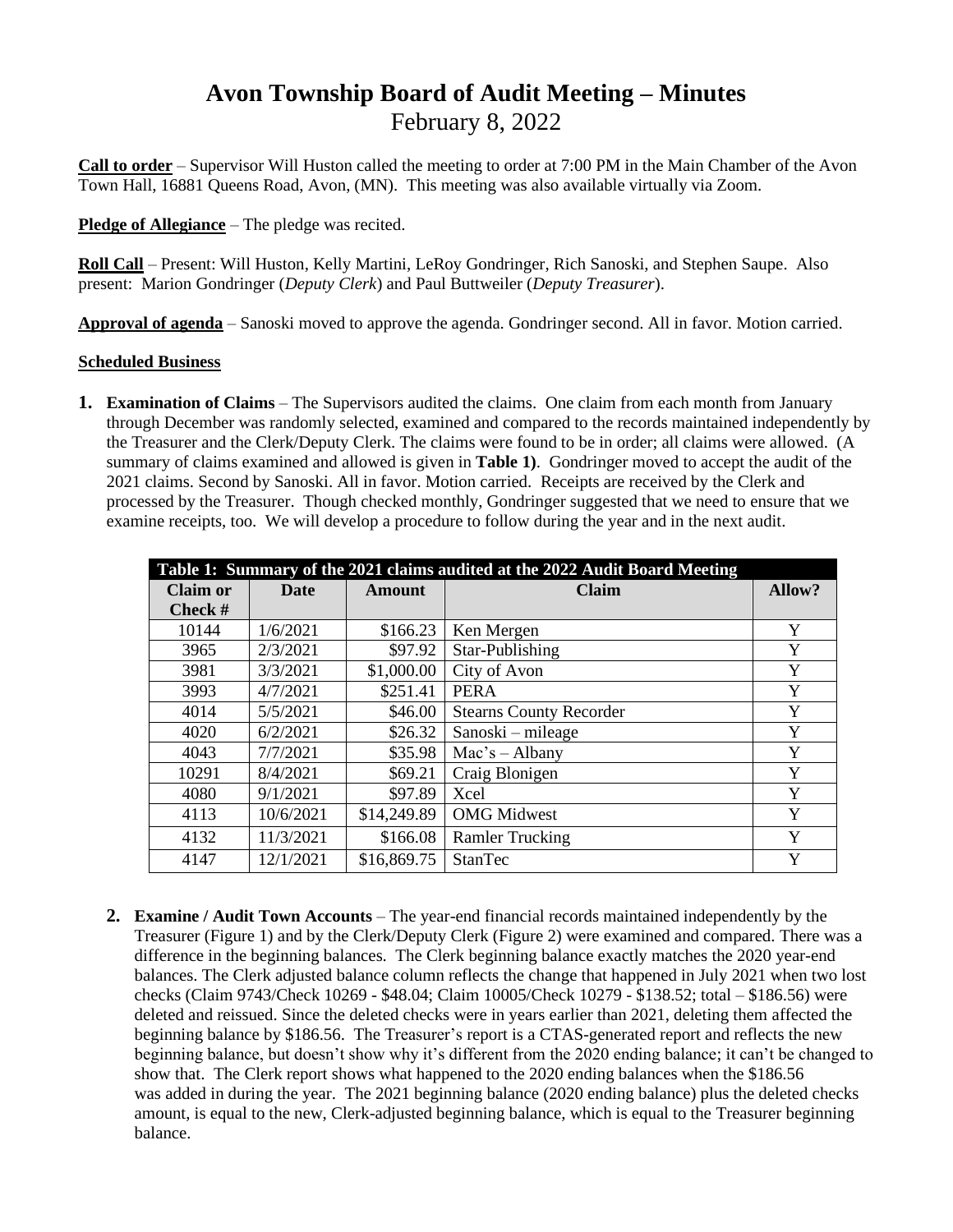# Avon Township Board of Audit Meeting – Minutes

February 8, 2022

**Call to order** – Supervisor Will Huston called the meeting to order at 7:00 PM in the Main Chamber of the Avon Town Hall, 16881 Queens Road, Avon, (MN). This meeting was also available virtually via Zoom.

**Pledge of Allegiance** – The pledge was recited.

**Roll Call** – Present: Will Huston, Kelly Martini, LeRoy Gondringer, Rich Sanoski, and Stephen Saupe. Also present: Marion Gondringer (*Deputy Clerk*) and Paul Buttweiler (*Deputy Treasurer*).

**Approval of agenda** – Sanoski moved to approve the agenda. Gondringer second. All in favor. Motion carried.

**Scheduled Business**

1. **Examination of Claims** – The Supervisors audited the claims. One claim from each month from January through December was randomly selected, examined and compared to the records maintained independently by the Treasurer and the Clerk/Deputy Clerk. The claims were found to be in order; all claims were allowed. (A summary of claims examined and allowed is given in **Table 1)**. Gondringer moved to accept the audit of the 2021 claims. Second by Sanoski. All in favor. Motion carried. Receipts are received by the Clerk and processed by the Treasurer. Though checked monthly, Gondringer suggested that we need to ensure that we examine receipts, too. We will develop a procedure to follow during the year and in the next audit.

**Table 1: Summary of the 2021 claims audited at the 2022 Audit Board Meeting**

| Claim or Check # | Date | Amount | Claim | Allow? |
|---|---|---|---|---|
| 10144 | 1/6/2021 | \$166.23 | Ken Mergen | Y |
| 3965 | 2/3/2021 | \$97.92 | Star-Publishing | Y |
| 3981 | 3/3/2021 | \$1,000.00 | City of Avon | Y |
| 3993 | 4/7/2021 | \$251.41 | PERA | Y |
| 4014 | 5/5/2021 | \$46.00 | Stearns County Recorder | Y |
| 4020 | 6/2/2021 | \$26.32 | Sanoski – mileage | Y |
| 4043 | 7/7/2021 | \$35.98 | Mac's – Albany | Y |
| 10291 | 8/4/2021 | \$69.21 | Craig Blonigen | Y |
| 4080 | 9/1/2021 | \$97.89 | Xcel | Y |
| 4113 | 10/6/2021 | \$14,249.89 | OMG Midwest | Y |
| 4132 | 11/3/2021 | \$166.08 | Ramler Trucking | Y |
| 4147 | 12/1/2021 | \$16,869.75 | StanTec | Y |

2. **Examine / Audit Town Accounts** – The year-end financial records maintained independently by the Treasurer (Figure 1) and by the Clerk/Deputy Clerk (Figure 2) were examined and compared. There was a difference in the beginning balances. The Clerk beginning balance exactly matches the 2020 year-end balances. The Clerk adjusted balance column reflects the change that happened in July 2021 when two lost checks (Claim 9743/Check 10269 - \$48.04; Claim 10005/Check 10279 - \$138.52; total – \$186.56) were deleted and reissued. Since the deleted checks were in years earlier than 2021, deleting them affected the beginning balance by \$186.56. The Treasurer's report is a CTAS-generated report and reflects the new beginning balance, but doesn't show why it's different from the 2020 ending balance; it can't be changed to show that. The Clerk report shows what happened to the 2020 ending balances when the \$186.56 was added in during the year. The 2021 beginning balance (2020 ending balance) plus the deleted checks amount, is equal to the new, Clerk-adjusted beginning balance, which is equal to the Treasurer beginning balance.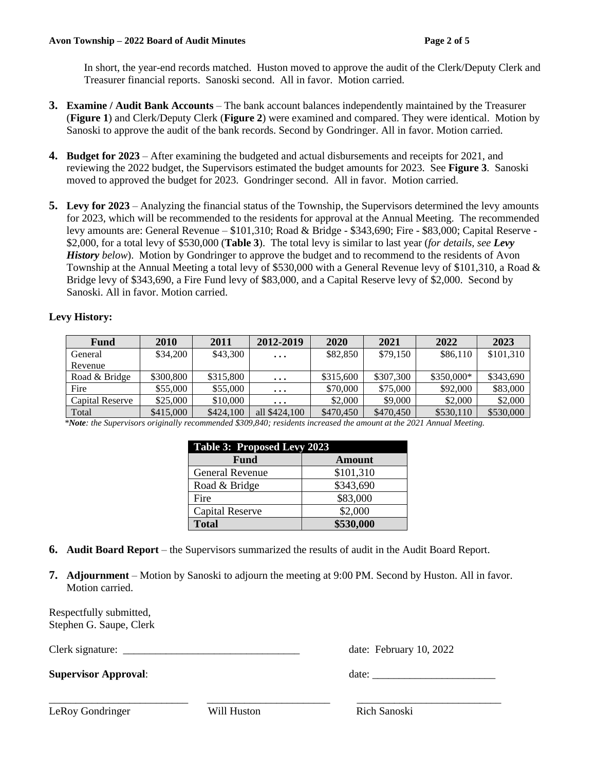In short, the year-end records matched. Huston moved to approve the audit of the Clerk/Deputy Clerk and Treasurer financial reports. Sanoski second. All in favor. Motion carried.

3. **Examine / Audit Bank Accounts** – The bank account balances independently maintained by the Treasurer (**Figure 1**) and Clerk/Deputy Clerk (**Figure 2**) were examined and compared. They were identical. Motion by Sanoski to approve the audit of the bank records. Second by Gondringer. All in favor. Motion carried.

4. **Budget for 2023** – After examining the budgeted and actual disbursements and receipts for 2021, and reviewing the 2022 budget, the Supervisors estimated the budget amounts for 2023. See **Figure 3**. Sanoski moved to approved the budget for 2023. Gondringer second. All in favor. Motion carried.

5. **Levy for 2023** – Analyzing the financial status of the Township, the Supervisors determined the levy amounts for 2023, which will be recommended to the residents for approval at the Annual Meeting. The recommended levy amounts are: General Revenue – $101,310; Road & Bridge - $343,690; Fire - $83,000; Capital Reserve - $2,000, for a total levy of $530,000 (**Table 3**). The total levy is similar to last year (*for details, see* ***Levy History*** *below*). Motion by Gondringer to approve the budget and to recommend to the residents of Avon Township at the Annual Meeting a total levy of $530,000 with a General Revenue levy of $101,310, a Road & Bridge levy of $343,690, a Fire Fund levy of $83,000, and a Capital Reserve levy of $2,000. Second by Sanoski. All in favor. Motion carried.

**Levy History:**

| Fund | 2010 | 2011 | 2012-2019 | 2020 | 2021 | 2022 | 2023 |
|---|---|---|---|---|---|---|---|
| General Revenue | $34,200 | $43,300 | . . . | $82,850 | $79,150 | $86,110 | $101,310 |
| Road & Bridge | $300,800 | $315,800 | . . . | $315,600 | $307,300 | $350,000* | $343,690 |
| Fire | $55,000 | $55,000 | . . . | $70,000 | $75,000 | $92,000 | $83,000 |
| Capital Reserve | $25,000 | $10,000 | . . . | $2,000 | $9,000 | $2,000 | $2,000 |
| Total | $415,000 | $424,100 | all $424,100 | $470,450 | $470,450 | $530,110 | $530,000 |

*\****Note****: the Supervisors originally recommended $309,840; residents increased the amount at the 2021 Annual Meeting.*

| Table 3: Proposed Levy 2023 | |
|---|---|
| **Fund** | **Amount** |
| General Revenue | $101,310 |
| Road & Bridge | $343,690 |
| Fire | $83,000 |
| Capital Reserve | $2,000 |
| **Total** | **$530,000** |

6. **Audit Board Report** – the Supervisors summarized the results of audit in the Audit Board Report.

7. **Adjournment** – Motion by Sanoski to adjourn the meeting at 9:00 PM. Second by Huston. All in favor. Motion carried.

Respectfully submitted,
Stephen G. Saupe, Clerk

Clerk signature: ________________________________ date: February 10, 2022

**Supervisor Approval**: date: _______________________

__________________________ LeRoy Gondringer

__________________________ Will Huston

__________________________ Rich Sanoski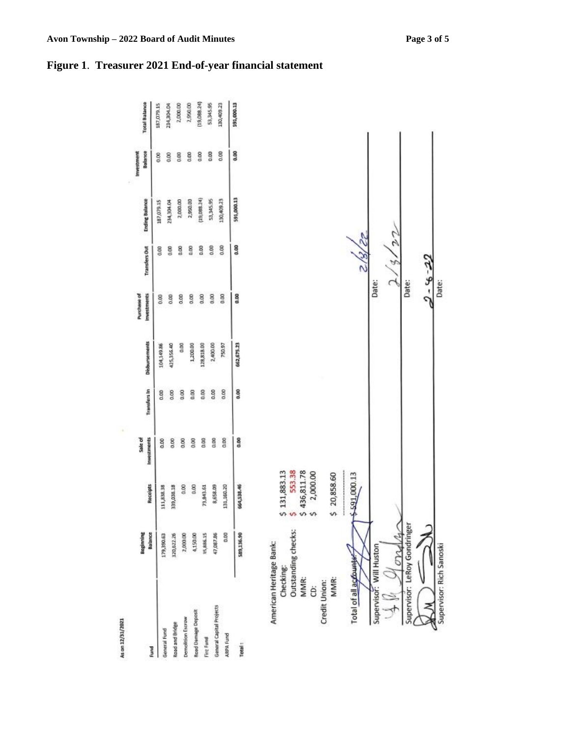# Figure 1. Treasurer 2021 End-of-year financial statement

As on 12/31/2021

| Fund | Beginning Balance | Receipts | Sale of Investments | Transfers In | Disbursements | Purchase of Investments | Transfers Out | Ending Balance | Investment Balance | Total Balance |
|---|---|---|---|---|---|---|---|---|---|---|
| General Fund | 179,390.63 | 111,838.38 | 0.00 | 0.00 | 104,149.86 | 0.00 | 0.00 | 187,079.15 | 0.00 | 187,079.15 |
| Road and Bridge | 320,622.26 | 339,038.18 | 0.00 | 0.00 | 425,356.40 | 0.00 | 0.00 | 234,304.04 | 0.00 | 234,304.04 |
| Demolition Escrow | 2,000.00 | 0.00 | 0.00 | 0.00 | 0.00 | 0.00 | 0.00 | 2,000.00 | 0.00 | 2,000.00 |
| Road Damage Deposit | 4,150.00 | 0.00 | 0.00 | 0.00 | 1,200.00 | 0.00 | 0.00 | 2,950.00 | 0.00 | 2,950.00 |
| Fire Fund | 35,886.15 | 73,843.61 | 0.00 | 0.00 | 128,818.00 | 0.00 | 0.00 | (19,088.24) | 0.00 | (19,088.24) |
| General Capital Projects | 47,087.86 | 8,658.09 | 0.00 | 0.00 | 2,400.00 | 0.00 | 0.00 | 53,345.95 | 0.00 | 53,345.95 |
| ARPA Fund | 0.00 | 131,160.20 | 0.00 | 0.00 | 750.97 | 0.00 | 0.00 | 130,409.23 | 0.00 | 130,409.23 |
| Total : | 589,136.90 | 664,538.46 | 0.00 | 0.00 | 662,675.23 | 0.00 | 0.00 | 591,000.13 | 0.00 | 591,000.13 |

American Heritage Bank:

| | |
|---|---|
| Checking: | $ 131,883.13 |
| Outstanding checks: | $ 553.38 |
| MMR: | $ 436,811.78 |
| CD: | $ 2,000.00 |

Credit Union:

| | |
|---|---|
| MMR: | $ 20,858.60 |

Total of all accounts: $ 591,000.13

Supervisor: Will Huston — Date: 2/3/22

Supervisor: LeRoy Gondringer — Date: 2/3/22

Supervisor: Rich Sanoski — Date: 2-6-22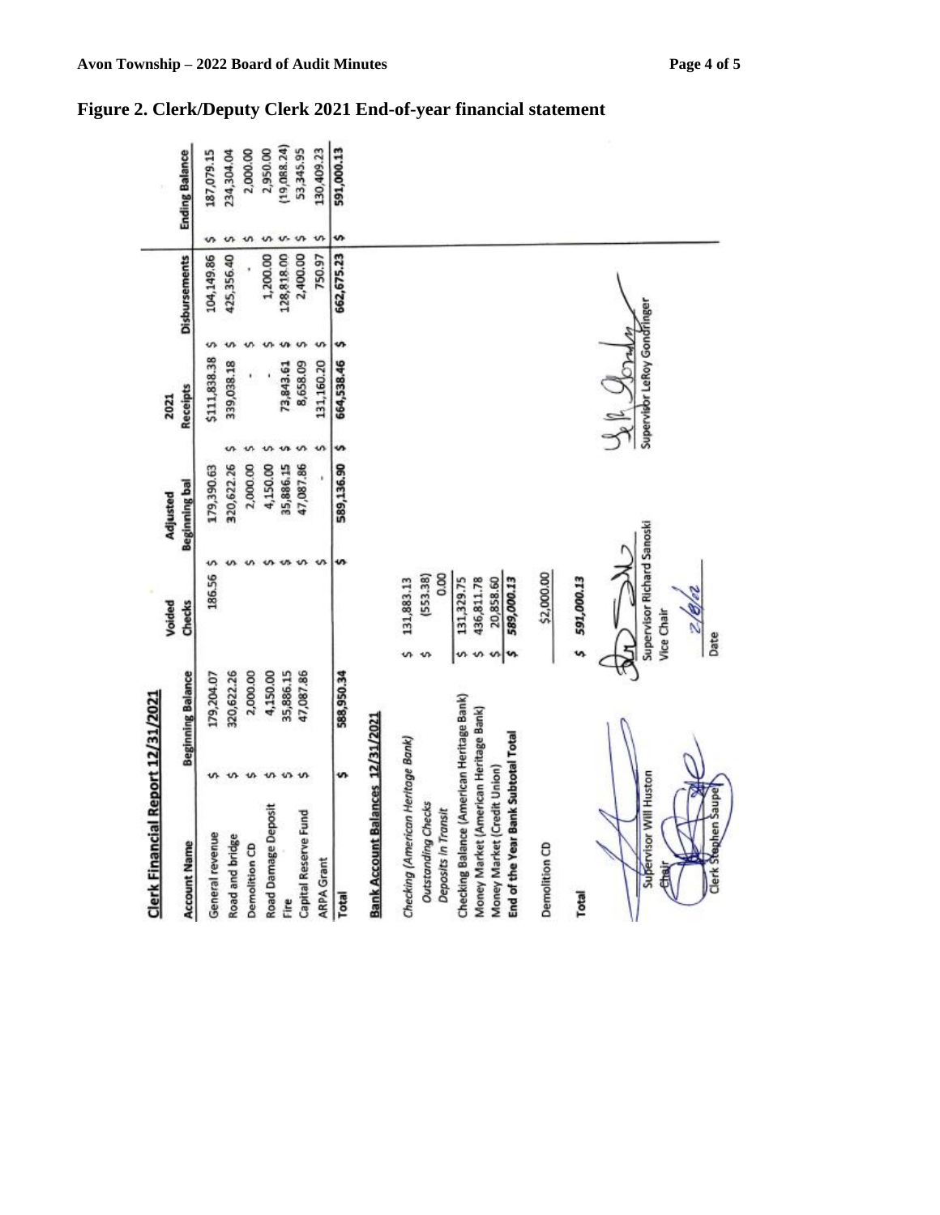## Figure 2. Clerk/Deputy Clerk 2021 End-of-year financial statement

**Clerk Financial Report 12/31/2021**

| Account Name | Beginning Balance | Voided Checks | Adjusted Beginning bal | 2021 Receipts | Disbursements | Ending Balance |
|---|---|---|---|---|---|---|
| General revenue | $ 179,204.07 | $ 186.56 | $ 179,390.63 | $111,838.38 | $ 104,149.86 | $ 187,079.15 |
| Road and bridge | $ 320,622.26 | | $ 320,622.26 | $ 339,038.18 | $ 425,356.40 | $ 234,304.04 |
| Demolition CD | $ 2,000.00 | | $ 2,000.00 | $ - | $ - | $ 2,000.00 |
| Road Damage Deposit | $ 4,150.00 | | $ 4,150.00 | $ - | $ 1,200.00 | $ 2,950.00 |
| Fire | $ 35,886.15 | | $ 35,886.15 | $ 73,843.61 | $ 128,818.00 | $ (19,088.24) |
| Capital Reserve Fund | $ 47,087.86 | | $ 47,087.86 | $ 8,658.09 | $ 2,400.00 | $ 53,345.95 |
| ARPA Grant | | | $ - | $ 131,160.20 | $ 750.97 | $ 130,409.23 |
| **Total** | **$ 588,950.34** | | **$ 589,136.90** | **$ 664,538.46** | **$ 662,675.23** | **$ 591,000.13** |

**Bank Account Balances 12/31/2021**

| | |
|---|---|
| *Checking (American Heritage Bank)* | $ 131,883.13 |
| *Outstanding Checks* | $ (553.38) |
| *Deposits in Transit* | 0.00 |
| Checking Balance (American Heritage Bank) | $ 131,329.75 |
| Money Market (American Heritage Bank) | $ 436,811.78 |
| Money Market (Credit Union) | $ 20,858.60 |
| **End of the Year Bank Subtotal Total** | ***$ 589,000.13*** |
| Demolition CD | $2,000.00 |
| **Total** | ***$ 591,000.13*** |

Supervisor Will Huston
Chair

Clerk Stephen Saupe

Supervisor Richard Sanoski
Vice Chair

2/8/22
Date

Supervisor LeRoy Gondringer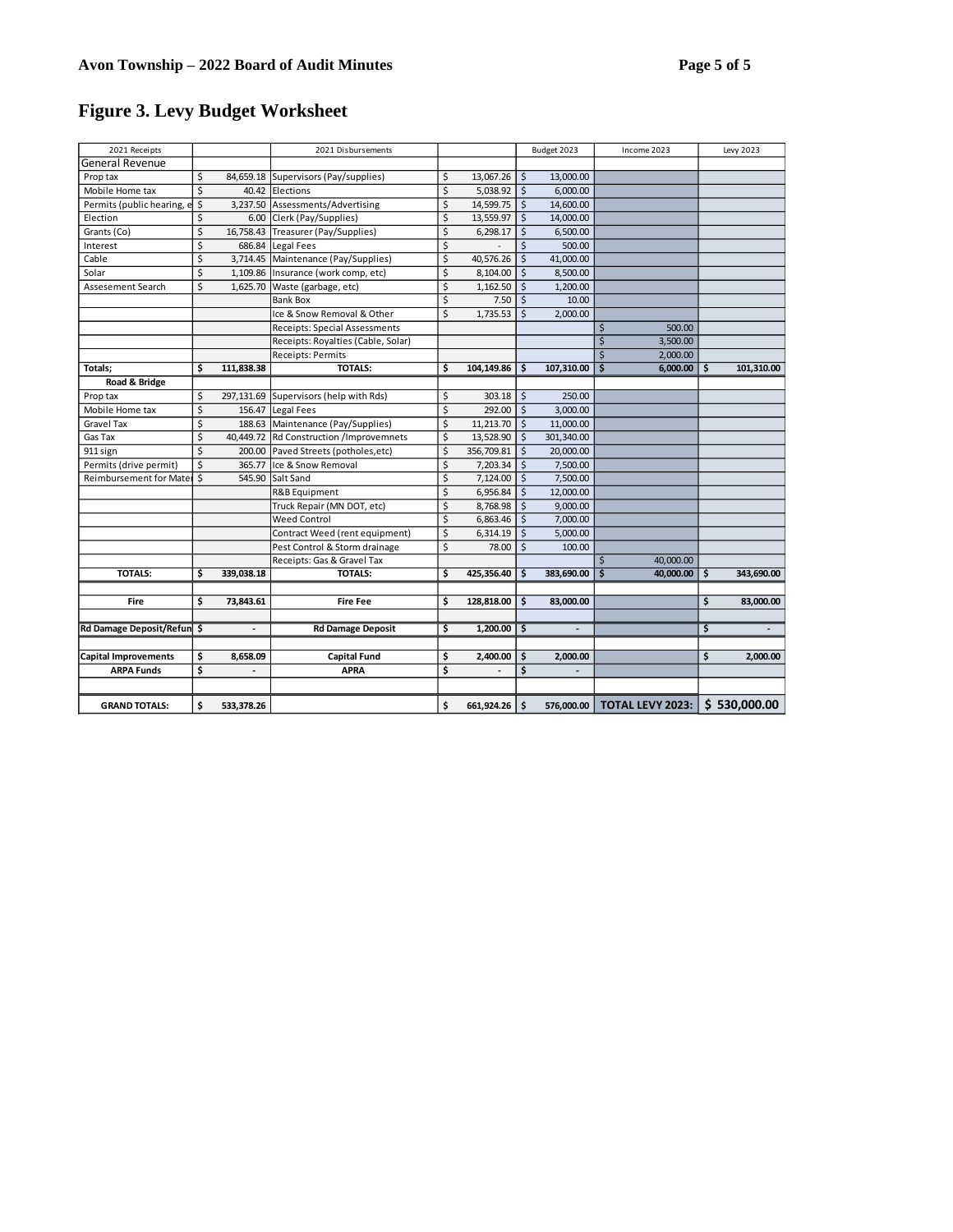# Figure 3. Levy Budget Worksheet

| 2021 Receipts | | 2021 Disbursements | | Budget 2023 | Income 2023 | Levy 2023 |
|---|---|---|---|---|---|---|
| General Revenue | | | | | | |
| Prop tax | $ 84,659.18 | Supervisors (Pay/supplies) | $ 13,067.26 | $ 13,000.00 | | |
| Mobile Home tax | $ 40.42 | Elections | $ 5,038.92 | $ 6,000.00 | | |
| Permits (public hearing, e | $ 3,237.50 | Assessments/Advertising | $ 14,599.75 | $ 14,600.00 | | |
| Election | $ 6.00 | Clerk (Pay/Supplies) | $ 13,559.97 | $ 14,000.00 | | |
| Grants (Co) | $ 16,758.43 | Treasurer (Pay/Supplies) | $ 6,298.17 | $ 6,500.00 | | |
| Interest | $ 686.84 | Legal Fees | $ - | $ 500.00 | | |
| Cable | $ 3,714.45 | Maintenance (Pay/Supplies) | $ 40,576.26 | $ 41,000.00 | | |
| Solar | $ 1,109.86 | Insurance (work comp, etc) | $ 8,104.00 | $ 8,500.00 | | |
| Assesement Search | $ 1,625.70 | Waste (garbage, etc) | $ 1,162.50 | $ 1,200.00 | | |
| | | Bank Box | $ 7.50 | $ 10.00 | | |
| | | Ice & Snow Removal & Other | $ 1,735.53 | $ 2,000.00 | | |
| | | Receipts: Special Assessments | | | $ 500.00 | |
| | | Receipts: Royalties (Cable, Solar) | | | $ 3,500.00 | |
| | | Receipts: Permits | | | $ 2,000.00 | |
| **Totals;** | **$ 111,838.38** | **TOTALS:** | **$ 104,149.86** | **$ 107,310.00** | **$ 6,000.00** | **$ 101,310.00** |
| **Road & Bridge** | | | | | | |
| Prop tax | $ 297,131.69 | Supervisors (help with Rds) | $ 303.18 | $ 250.00 | | |
| Mobile Home tax | $ 156.47 | Legal Fees | $ 292.00 | $ 3,000.00 | | |
| Gravel Tax | $ 188.63 | Maintenance (Pay/Supplies) | $ 11,213.70 | $ 11,000.00 | | |
| Gas Tax | $ 40,449.72 | Rd Construction /Improvemnets | $ 13,528.90 | $ 301,340.00 | | |
| 911 sign | $ 200.00 | Paved Streets (potholes,etc) | $ 356,709.81 | $ 20,000.00 | | |
| Permits (drive permit) | $ 365.77 | Ice & Snow Removal | $ 7,203.34 | $ 7,500.00 | | |
| Reimbursement for Mater | $ 545.90 | Salt Sand | $ 7,124.00 | $ 7,500.00 | | |
| | | R&B Equipment | $ 6,956.84 | $ 12,000.00 | | |
| | | Truck Repair (MN DOT, etc) | $ 8,768.98 | $ 9,000.00 | | |
| | | Weed Control | $ 6,863.46 | $ 7,000.00 | | |
| | | Contract Weed (rent equipment) | $ 6,314.19 | $ 5,000.00 | | |
| | | Pest Control & Storm drainage | $ 78.00 | $ 100.00 | | |
| | | Receipts: Gas & Gravel Tax | | | $ 40,000.00 | |
| **TOTALS:** | **$ 339,038.18** | **TOTALS:** | **$ 425,356.40** | **$ 383,690.00** | **$ 40,000.00** | **$ 343,690.00** |
| | | | | | | |
| **Fire** | **$ 73,843.61** | **Fire Fee** | **$ 128,818.00** | **$ 83,000.00** | | **$ 83,000.00** |
| | | | | | | |
| **Rd Damage Deposit/Refun** | **$ -** | **Rd Damage Deposit** | **$ 1,200.00** | **$ -** | | **$ -** |
| | | | | | | |
| **Capital Improvements** | **$ 8,658.09** | **Capital Fund** | **$ 2,400.00** | **$ 2,000.00** | | **$ 2,000.00** |
| **ARPA Funds** | **$ -** | **APRA** | **$ -** | **$ -** | | |
| | | | | | | |
| **GRAND TOTALS:** | **$ 533,378.26** | | **$ 661,924.26** | **$ 576,000.00** | **TOTAL LEVY 2023:** | **$ 530,000.00** |